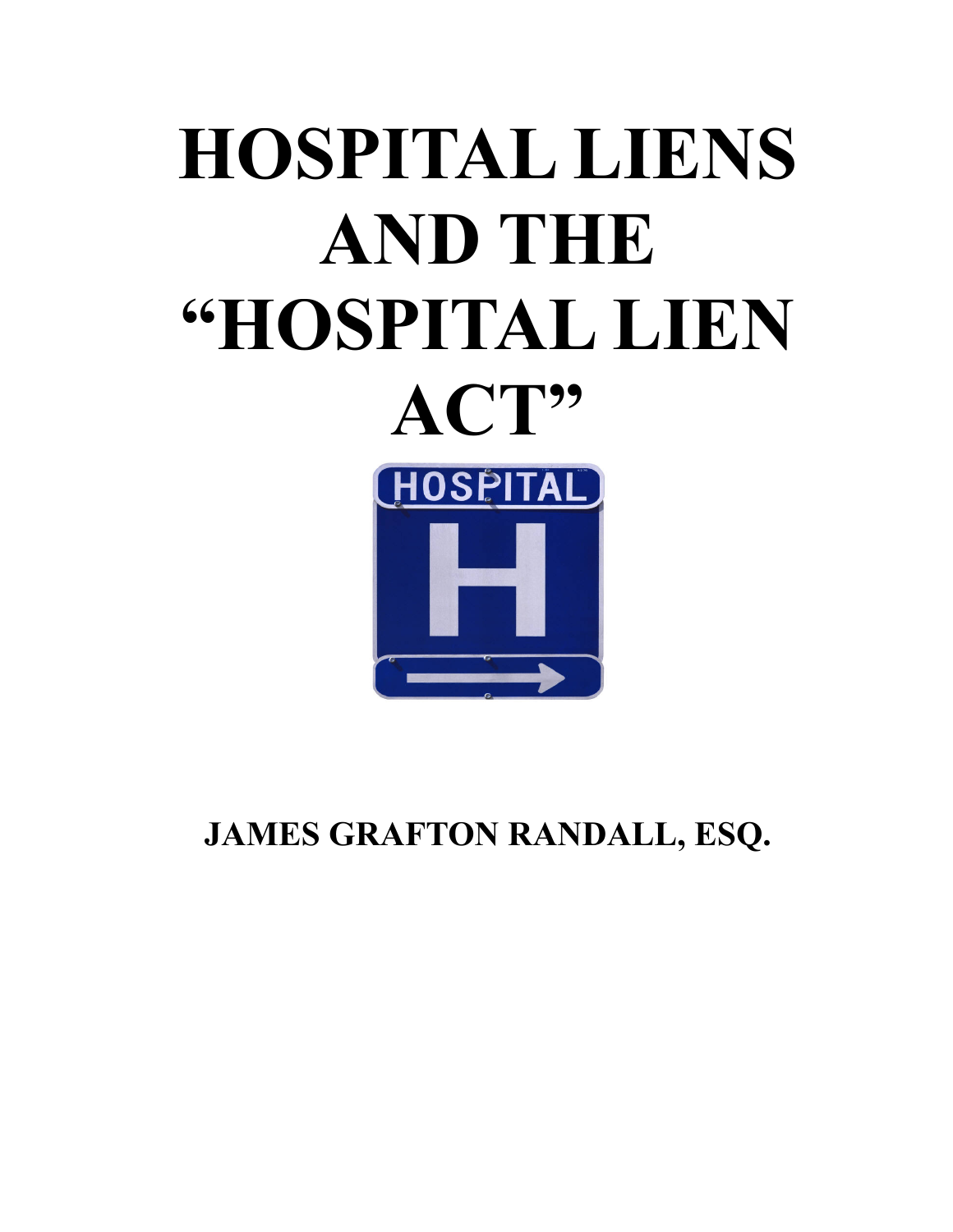# HOSPITAL LIENS AND THE "HOSPITAL LIEN ACT"

**JAMES GRAFTON RANDALL, ESQ.**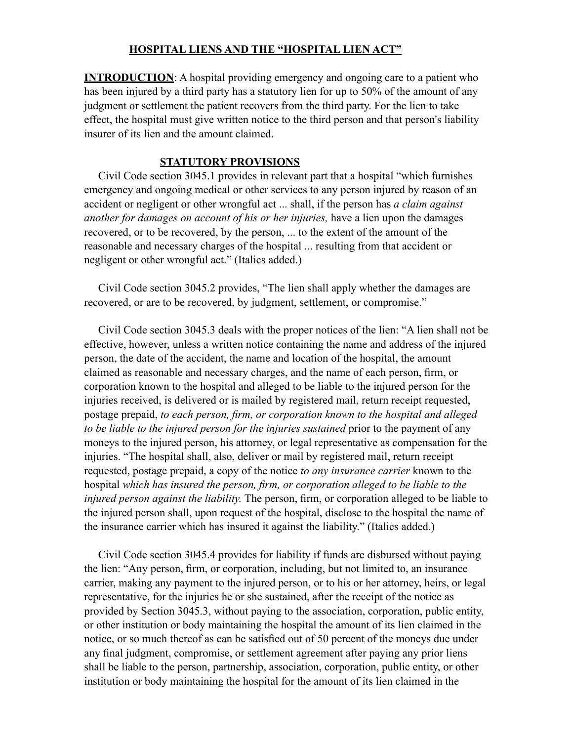**HOSPITAL LIENS AND THE "HOSPITAL LIEN ACT"**

**INTRODUCTION**: A hospital providing emergency and ongoing care to a patient who has been injured by a third party has a statutory lien for up to 50% of the amount of any judgment or settlement the patient recovers from the third party. For the lien to take effect, the hospital must give written notice to the third person and that person's liability insurer of its lien and the amount claimed.

**STATUTORY PROVISIONS**

Civil Code section 3045.1 provides in relevant part that a hospital "which furnishes emergency and ongoing medical or other services to any person injured by reason of an accident or negligent or other wrongful act ... shall, if the person has *a claim against another for damages on account of his or her injuries,* have a lien upon the damages recovered, or to be recovered, by the person, ... to the extent of the amount of the reasonable and necessary charges of the hospital ... resulting from that accident or negligent or other wrongful act." (Italics added.)

Civil Code section 3045.2 provides, "The lien shall apply whether the damages are recovered, or are to be recovered, by judgment, settlement, or compromise."

Civil Code section 3045.3 deals with the proper notices of the lien: "A lien shall not be effective, however, unless a written notice containing the name and address of the injured person, the date of the accident, the name and location of the hospital, the amount claimed as reasonable and necessary charges, and the name of each person, firm, or corporation known to the hospital and alleged to be liable to the injured person for the injuries received, is delivered or is mailed by registered mail, return receipt requested, postage prepaid, *to each person, firm, or corporation known to the hospital and alleged to be liable to the injured person for the injuries sustained* prior to the payment of any moneys to the injured person, his attorney, or legal representative as compensation for the injuries. "The hospital shall, also, deliver or mail by registered mail, return receipt requested, postage prepaid, a copy of the notice *to any insurance carrier* known to the hospital *which has insured the person, firm, or corporation alleged to be liable to the injured person against the liability.* The person, firm, or corporation alleged to be liable to the injured person shall, upon request of the hospital, disclose to the hospital the name of the insurance carrier which has insured it against the liability." (Italics added.)

Civil Code section 3045.4 provides for liability if funds are disbursed without paying the lien: "Any person, firm, or corporation, including, but not limited to, an insurance carrier, making any payment to the injured person, or to his or her attorney, heirs, or legal representative, for the injuries he or she sustained, after the receipt of the notice as provided by Section 3045.3, without paying to the association, corporation, public entity, or other institution or body maintaining the hospital the amount of its lien claimed in the notice, or so much thereof as can be satisfied out of 50 percent of the moneys due under any final judgment, compromise, or settlement agreement after paying any prior liens shall be liable to the person, partnership, association, corporation, public entity, or other institution or body maintaining the hospital for the amount of its lien claimed in the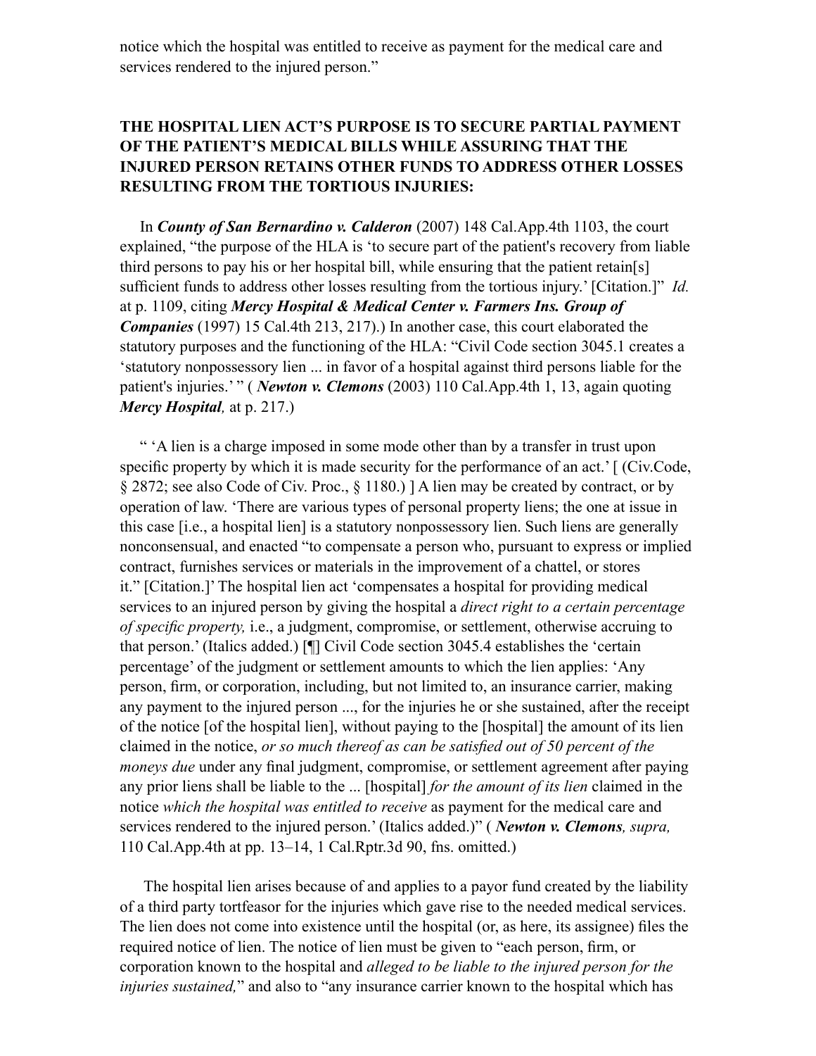notice which the hospital was entitled to receive as payment for the medical care and services rendered to the injured person."

**THE HOSPITAL LIEN ACT'S PURPOSE IS TO SECURE PARTIAL PAYMENT OF THE PATIENT'S MEDICAL BILLS WHILE ASSURING THAT THE INJURED PERSON RETAINS OTHER FUNDS TO ADDRESS OTHER LOSSES RESULTING FROM THE TORTIOUS INJURIES:**

In ***County of San Bernardino v. Calderon*** (2007) 148 Cal.App.4th 1103, the court explained, "the purpose of the HLA is 'to secure part of the patient's recovery from liable third persons to pay his or her hospital bill, while ensuring that the patient retain[s] sufficient funds to address other losses resulting from the tortious injury.' [Citation.]" *Id.* at p. 1109, citing ***Mercy Hospital & Medical Center v. Farmers Ins. Group of Companies*** (1997) 15 Cal.4th 213, 217).) In another case, this court elaborated the statutory purposes and the functioning of the HLA: "Civil Code section 3045.1 creates a 'statutory nonpossessory lien ... in favor of a hospital against third persons liable for the patient's injuries.' " ( ***Newton v. Clemons*** (2003) 110 Cal.App.4th 1, 13, again quoting ***Mercy Hospital,*** at p. 217.)

" 'A lien is a charge imposed in some mode other than by a transfer in trust upon specific property by which it is made security for the performance of an act.' [ (Civ.Code, § 2872; see also Code of Civ. Proc., § 1180.) ] A lien may be created by contract, or by operation of law. 'There are various types of personal property liens; the one at issue in this case [i.e., a hospital lien] is a statutory nonpossessory lien. Such liens are generally nonconsensual, and enacted "to compensate a person who, pursuant to express or implied contract, furnishes services or materials in the improvement of a chattel, or stores it." [Citation.]' The hospital lien act 'compensates a hospital for providing medical services to an injured person by giving the hospital a *direct right to a certain percentage of specific property,* i.e., a judgment, compromise, or settlement, otherwise accruing to that person.' (Italics added.) [¶] Civil Code section 3045.4 establishes the 'certain percentage' of the judgment or settlement amounts to which the lien applies: 'Any person, firm, or corporation, including, but not limited to, an insurance carrier, making any payment to the injured person ..., for the injuries he or she sustained, after the receipt of the notice [of the hospital lien], without paying to the [hospital] the amount of its lien claimed in the notice, *or so much thereof as can be satisfied out of 50 percent of the moneys due* under any final judgment, compromise, or settlement agreement after paying any prior liens shall be liable to the ... [hospital] *for the amount of its lien* claimed in the notice *which the hospital was entitled to receive* as payment for the medical care and services rendered to the injured person.' (Italics added.)" ( ***Newton v. Clemons****, supra,* 110 Cal.App.4th at pp. 13–14, 1 Cal.Rptr.3d 90, fns. omitted.)

The hospital lien arises because of and applies to a payor fund created by the liability of a third party tortfeasor for the injuries which gave rise to the needed medical services. The lien does not come into existence until the hospital (or, as here, its assignee) files the required notice of lien. The notice of lien must be given to "each person, firm, or corporation known to the hospital and *alleged to be liable to the injured person for the injuries sustained,*" and also to "any insurance carrier known to the hospital which has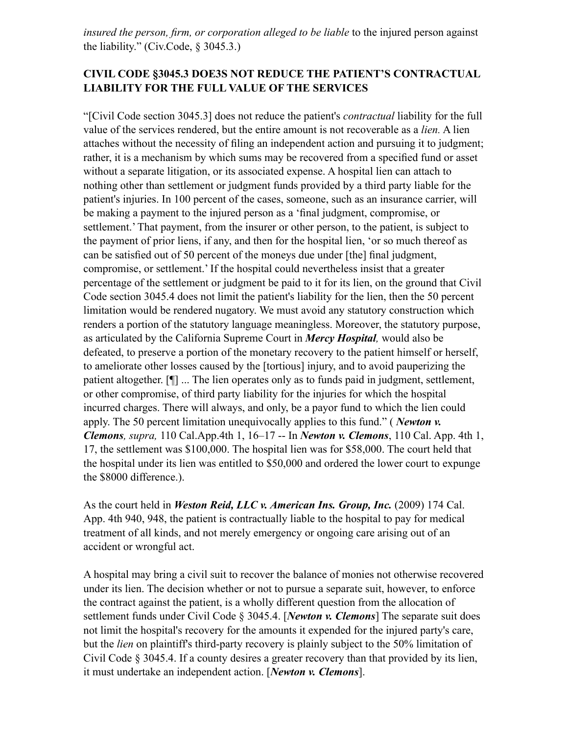*insured the person, firm, or corporation alleged to be liable* to the injured person against the liability." (Civ.Code, § 3045.3.)

**CIVIL CODE §3045.3 DOE3S NOT REDUCE THE PATIENT'S CONTRACTUAL LIABILITY FOR THE FULL VALUE OF THE SERVICES**

"[Civil Code section 3045.3] does not reduce the patient's *contractual* liability for the full value of the services rendered, but the entire amount is not recoverable as a *lien.* A lien attaches without the necessity of filing an independent action and pursuing it to judgment; rather, it is a mechanism by which sums may be recovered from a specified fund or asset without a separate litigation, or its associated expense. A hospital lien can attach to nothing other than settlement or judgment funds provided by a third party liable for the patient's injuries. In 100 percent of the cases, someone, such as an insurance carrier, will be making a payment to the injured person as a 'final judgment, compromise, or settlement.' That payment, from the insurer or other person, to the patient, is subject to the payment of prior liens, if any, and then for the hospital lien, 'or so much thereof as can be satisfied out of 50 percent of the moneys due under [the] final judgment, compromise, or settlement.' If the hospital could nevertheless insist that a greater percentage of the settlement or judgment be paid to it for its lien, on the ground that Civil Code section 3045.4 does not limit the patient's liability for the lien, then the 50 percent limitation would be rendered nugatory. We must avoid any statutory construction which renders a portion of the statutory language meaningless. Moreover, the statutory purpose, as articulated by the California Supreme Court in ***Mercy Hospital,*** would also be defeated, to preserve a portion of the monetary recovery to the patient himself or herself, to ameliorate other losses caused by the [tortious] injury, and to avoid pauperizing the patient altogether. [¶] ... The lien operates only as to funds paid in judgment, settlement, or other compromise, of third party liability for the injuries for which the hospital incurred charges. There will always, and only, be a payor fund to which the lien could apply. The 50 percent limitation unequivocally applies to this fund." ( ***Newton v. Clemons****, supra,* 110 Cal.App.4th 1, 16–17 -- In ***Newton v. Clemons***, 110 Cal. App. 4th 1, 17, the settlement was $100,000. The hospital lien was for $58,000. The court held that the hospital under its lien was entitled to $50,000 and ordered the lower court to expunge the $8000 difference.).

As the court held in ***Weston Reid, LLC v. American Ins. Group, Inc.*** (2009) 174 Cal. App. 4th 940, 948, the patient is contractually liable to the hospital to pay for medical treatment of all kinds, and not merely emergency or ongoing care arising out of an accident or wrongful act.

A hospital may bring a civil suit to recover the balance of monies not otherwise recovered under its lien. The decision whether or not to pursue a separate suit, however, to enforce the contract against the patient, is a wholly different question from the allocation of settlement funds under Civil Code § 3045.4. [***Newton v. Clemons***] The separate suit does not limit the hospital's recovery for the amounts it expended for the injured party's care, but the *lien* on plaintiff's third-party recovery is plainly subject to the 50% limitation of Civil Code § 3045.4. If a county desires a greater recovery than that provided by its lien, it must undertake an independent action. [***Newton v. Clemons***].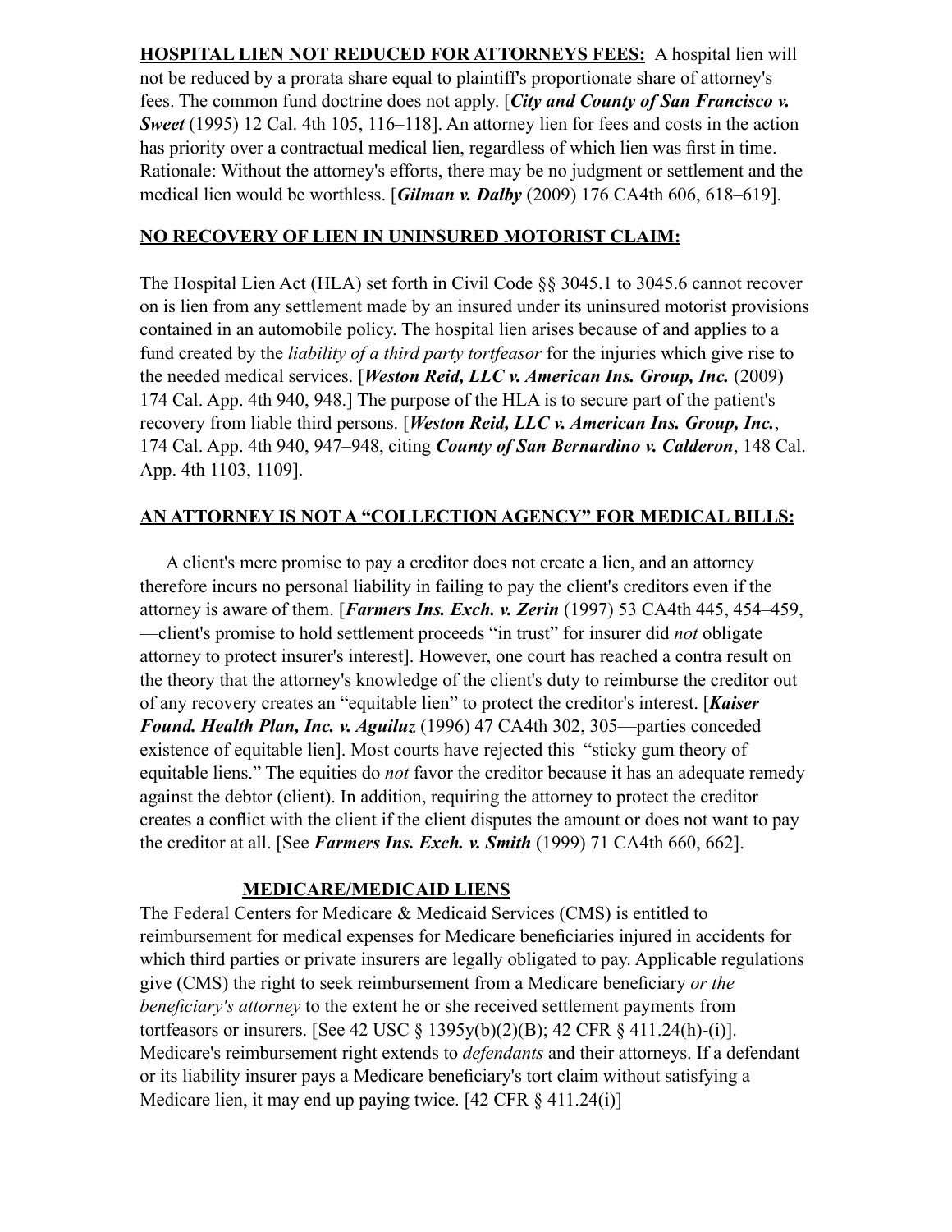**HOSPITAL LIEN NOT REDUCED FOR ATTORNEYS FEES:** A hospital lien will not be reduced by a prorata share equal to plaintiff's proportionate share of attorney's fees. The common fund doctrine does not apply. [***City and County of San Francisco v. Sweet*** (1995) 12 Cal. 4th 105, 116–118]. An attorney lien for fees and costs in the action has priority over a contractual medical lien, regardless of which lien was first in time. Rationale: Without the attorney's efforts, there may be no judgment or settlement and the medical lien would be worthless. [***Gilman v. Dalby*** (2009) 176 CA4th 606, 618–619].

**NO RECOVERY OF LIEN IN UNINSURED MOTORIST CLAIM:**

The Hospital Lien Act (HLA) set forth in Civil Code §§ 3045.1 to 3045.6 cannot recover on is lien from any settlement made by an insured under its uninsured motorist provisions contained in an automobile policy. The hospital lien arises because of and applies to a fund created by the *liability of a third party tortfeasor* for the injuries which give rise to the needed medical services. [***Weston Reid, LLC v. American Ins. Group, Inc.*** (2009) 174 Cal. App. 4th 940, 948.] The purpose of the HLA is to secure part of the patient's recovery from liable third persons. [***Weston Reid, LLC v. American Ins. Group, Inc.***, 174 Cal. App. 4th 940, 947–948, citing ***County of San Bernardino v. Calderon***, 148 Cal. App. 4th 1103, 1109].

**AN ATTORNEY IS NOT A "COLLECTION AGENCY" FOR MEDICAL BILLS:**

A client's mere promise to pay a creditor does not create a lien, and an attorney therefore incurs no personal liability in failing to pay the client's creditors even if the attorney is aware of them. [***Farmers Ins. Exch. v. Zerin*** (1997) 53 CA4th 445, 454–459, —client's promise to hold settlement proceeds "in trust" for insurer did *not* obligate attorney to protect insurer's interest]. However, one court has reached a contra result on the theory that the attorney's knowledge of the client's duty to reimburse the creditor out of any recovery creates an "equitable lien" to protect the creditor's interest. [***Kaiser Found. Health Plan, Inc. v. Aguiluz*** (1996) 47 CA4th 302, 305—parties conceded existence of equitable lien]. Most courts have rejected this "sticky gum theory of equitable liens." The equities do *not* favor the creditor because it has an adequate remedy against the debtor (client). In addition, requiring the attorney to protect the creditor creates a conflict with the client if the client disputes the amount or does not want to pay the creditor at all. [See ***Farmers Ins. Exch. v. Smith*** (1999) 71 CA4th 660, 662].

**MEDICARE/MEDICAID LIENS**

The Federal Centers for Medicare & Medicaid Services (CMS) is entitled to reimbursement for medical expenses for Medicare beneficiaries injured in accidents for which third parties or private insurers are legally obligated to pay. Applicable regulations give (CMS) the right to seek reimbursement from a Medicare beneficiary *or the beneficiary's attorney* to the extent he or she received settlement payments from tortfeasors or insurers. [See 42 USC § 1395y(b)(2)(B); 42 CFR § 411.24(h)-(i)]. Medicare's reimbursement right extends to *defendants* and their attorneys. If a defendant or its liability insurer pays a Medicare beneficiary's tort claim without satisfying a Medicare lien, it may end up paying twice. [42 CFR § 411.24(i)]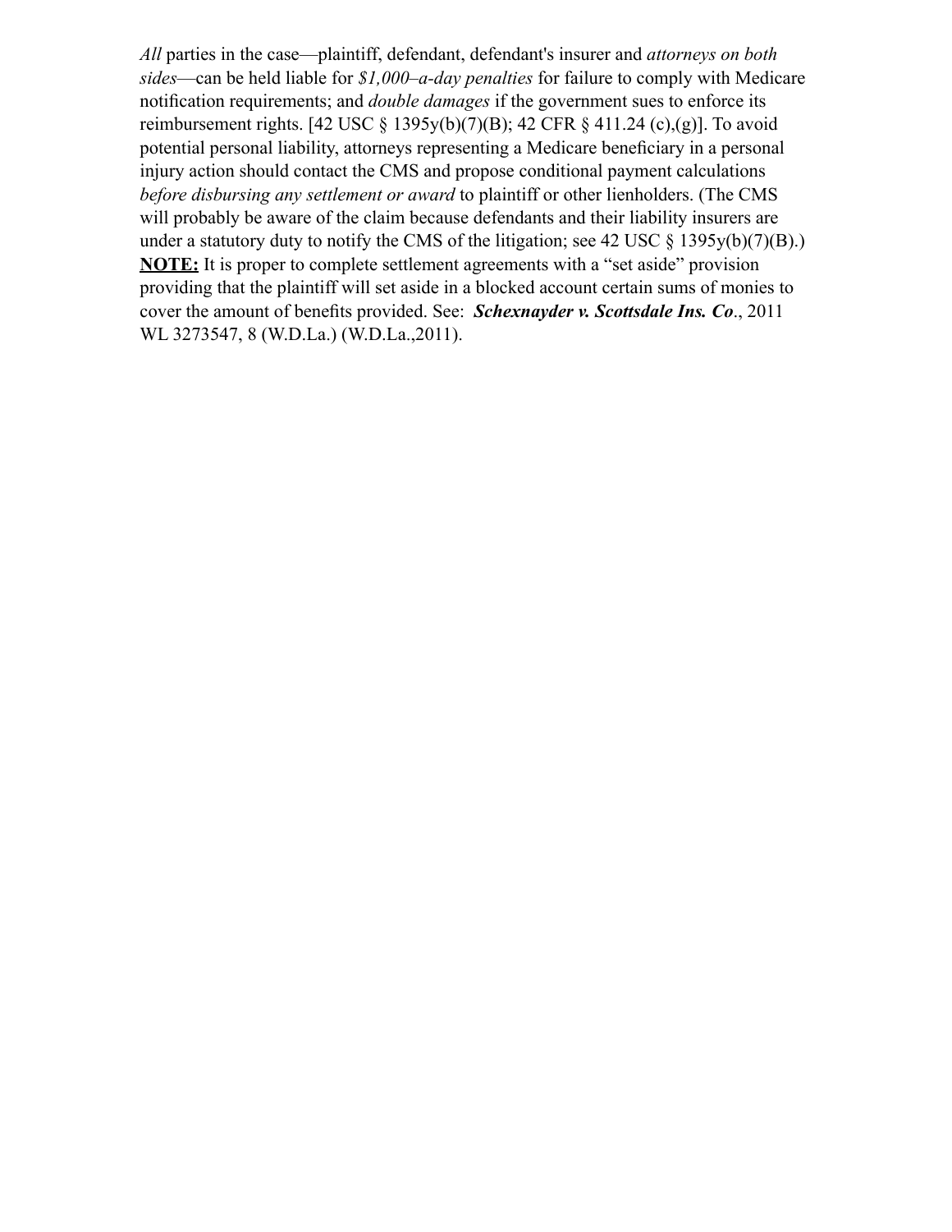*All* parties in the case—plaintiff, defendant, defendant's insurer and *attorneys on both sides*—can be held liable for *$1,000–a-day penalties* for failure to comply with Medicare notification requirements; and *double damages* if the government sues to enforce its reimbursement rights. [42 USC § 1395y(b)(7)(B); 42 CFR § 411.24 (c),(g)]. To avoid potential personal liability, attorneys representing a Medicare beneficiary in a personal injury action should contact the CMS and propose conditional payment calculations *before disbursing any settlement or award* to plaintiff or other lienholders. (The CMS will probably be aware of the claim because defendants and their liability insurers are under a statutory duty to notify the CMS of the litigation; see 42 USC § 1395y(b)(7)(B).) **NOTE:** It is proper to complete settlement agreements with a "set aside" provision providing that the plaintiff will set aside in a blocked account certain sums of monies to cover the amount of benefits provided. See: ***Schexnayder v. Scottsdale Ins. Co***., 2011 WL 3273547, 8 (W.D.La.) (W.D.La.,2011).